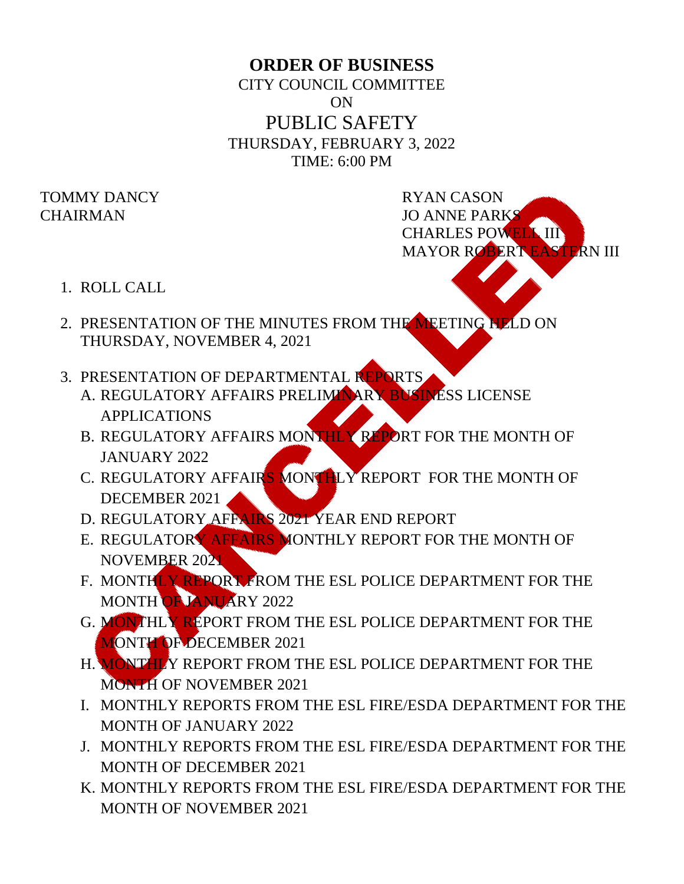# ORDER OF BUSINESS

CITY COUNCIL COMMITTEE

ON

PUBLIC SAFETY

THURSDAY, FEBRUARY 3, 2022

TIME: 6:00 PM

CANCELLED

TOMMY DANCY
CHAIRMAN

RYAN CASON
JO ANNE PARKS
CHARLES POWELL III
MAYOR ROBERT EASTERN III

1. ROLL CALL

2. PRESENTATION OF THE MINUTES FROM THE MEETING HELD ON THURSDAY, NOVEMBER 4, 2021

3. PRESENTATION OF DEPARTMENTAL REPORTS
   A. REGULATORY AFFAIRS PRELIMINARY BUSINESS LICENSE APPLICATIONS
   B. REGULATORY AFFAIRS MONTHLY REPORT FOR THE MONTH OF JANUARY 2022
   C. REGULATORY AFFAIRS MONTHLY REPORT FOR THE MONTH OF DECEMBER 2021
   D. REGULATORY AFFAIRS 2021 YEAR END REPORT
   E. REGULATORY AFFAIRS MONTHLY REPORT FOR THE MONTH OF NOVEMBER 2021
   F. MONTHLY REPORT FROM THE ESL POLICE DEPARTMENT FOR THE MONTH OF JANUARY 2022
   G. MONTHLY REPORT FROM THE ESL POLICE DEPARTMENT FOR THE MONTH OF DECEMBER 2021
   H. MONTHLY REPORT FROM THE ESL POLICE DEPARTMENT FOR THE MONTH OF NOVEMBER 2021
   I. MONTHLY REPORTS FROM THE ESL FIRE/ESDA DEPARTMENT FOR THE MONTH OF JANUARY 2022
   J. MONTHLY REPORTS FROM THE ESL FIRE/ESDA DEPARTMENT FOR THE MONTH OF DECEMBER 2021
   K. MONTHLY REPORTS FROM THE ESL FIRE/ESDA DEPARTMENT FOR THE MONTH OF NOVEMBER 2021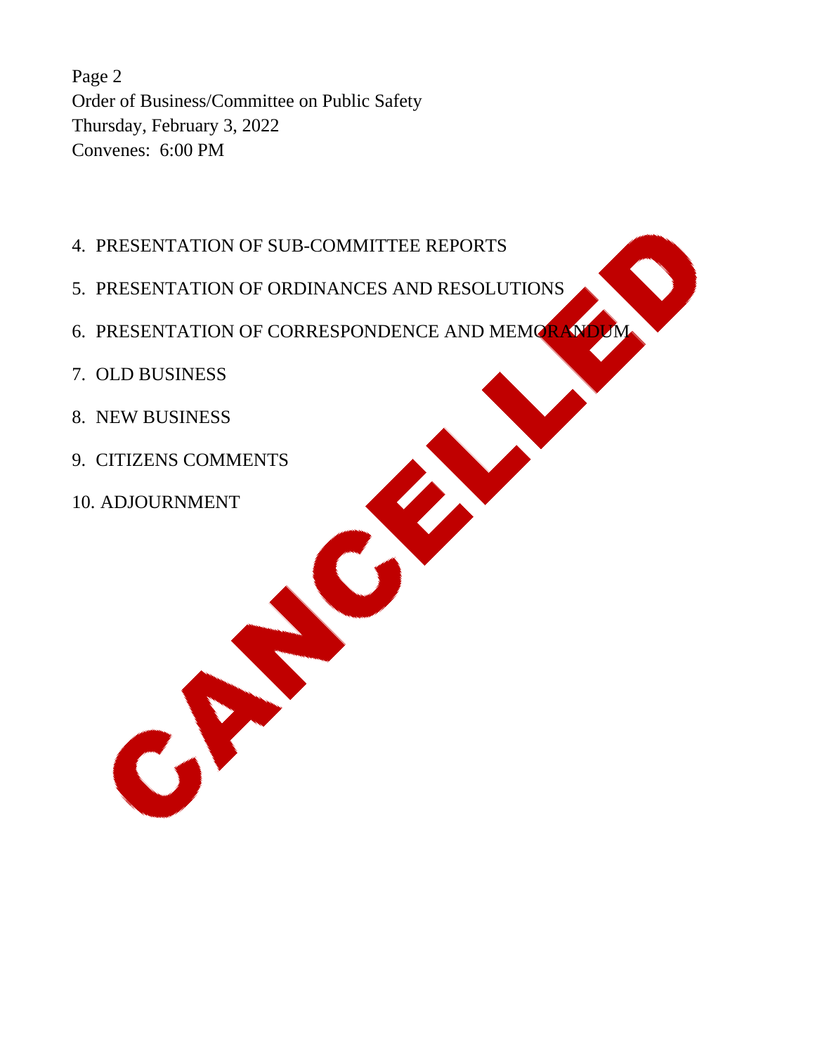Order of Business/Committee on Public Safety
Thursday, February 3, 2022
Convenes: 6:00 PM

4. PRESENTATION OF SUB-COMMITTEE REPORTS
5. PRESENTATION OF ORDINANCES AND RESOLUTIONS
6. PRESENTATION OF CORRESPONDENCE AND MEMORANDUM
7. OLD BUSINESS
8. NEW BUSINESS
9. CITIZENS COMMENTS
10. ADJOURNMENT

CANCELLED